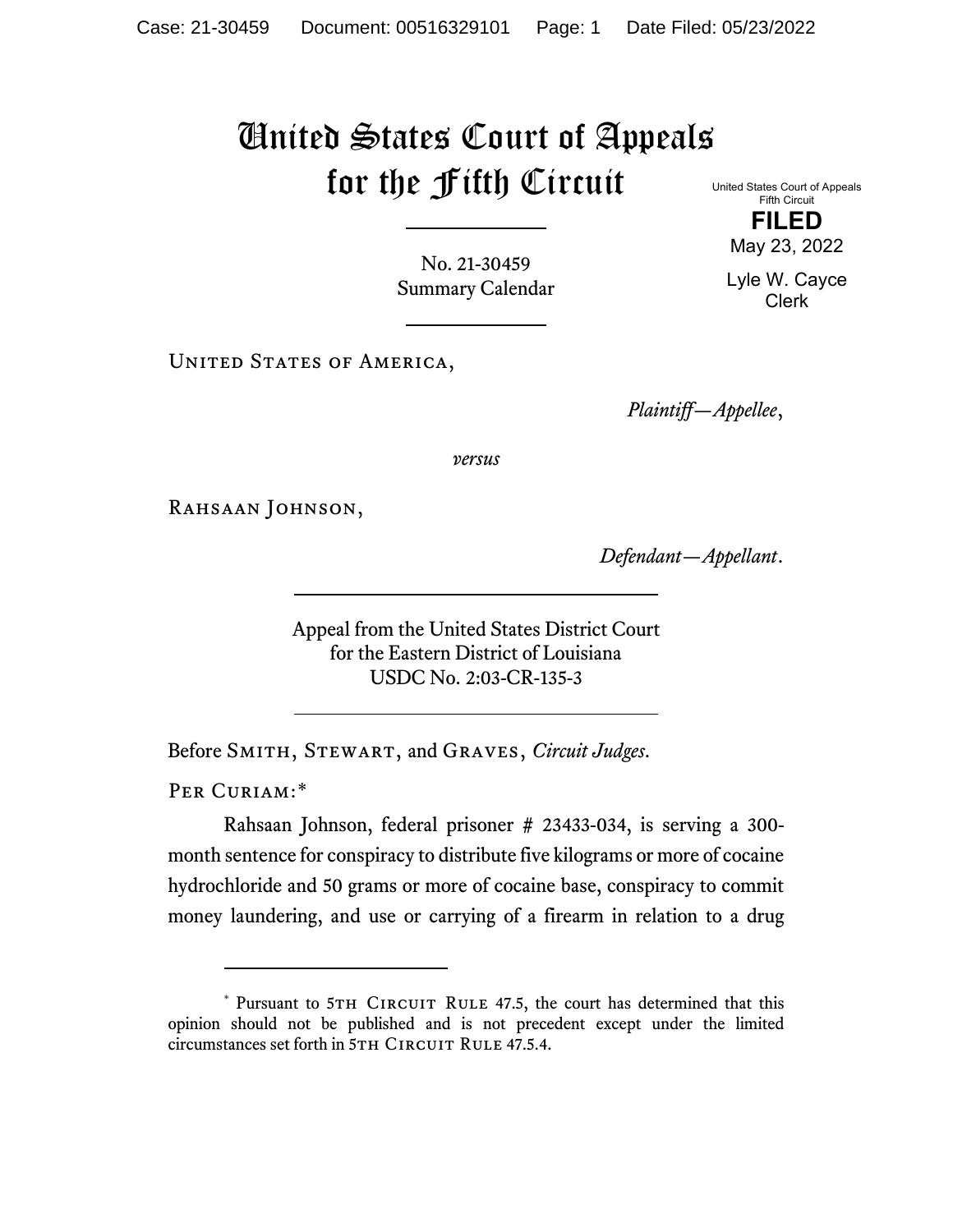# United States Court of Appeals for the Fifth Circuit

United States Court of Appeals
Fifth Circuit

**FILED**

May 23, 2022

Lyle W. Cayce
Clerk

No. 21-30459
Summary Calendar

---

United States of America,

*Plaintiff—Appellee*,

*versus*

Rahsaan Johnson,

*Defendant—Appellant*.

---

Appeal from the United States District Court
for the Eastern District of Louisiana
USDC No. 2:03-CR-135-3

---

Before Smith, Stewart, and Graves, *Circuit Judges*.

Per Curiam:*

Rahsaan Johnson, federal prisoner # 23433-034, is serving a 300-month sentence for conspiracy to distribute five kilograms or more of cocaine hydrochloride and 50 grams or more of cocaine base, conspiracy to commit money laundering, and use or carrying of a firearm in relation to a drug

---

\* Pursuant to 5th Circuit Rule 47.5, the court has determined that this opinion should not be published and is not precedent except under the limited circumstances set forth in 5th Circuit Rule 47.5.4.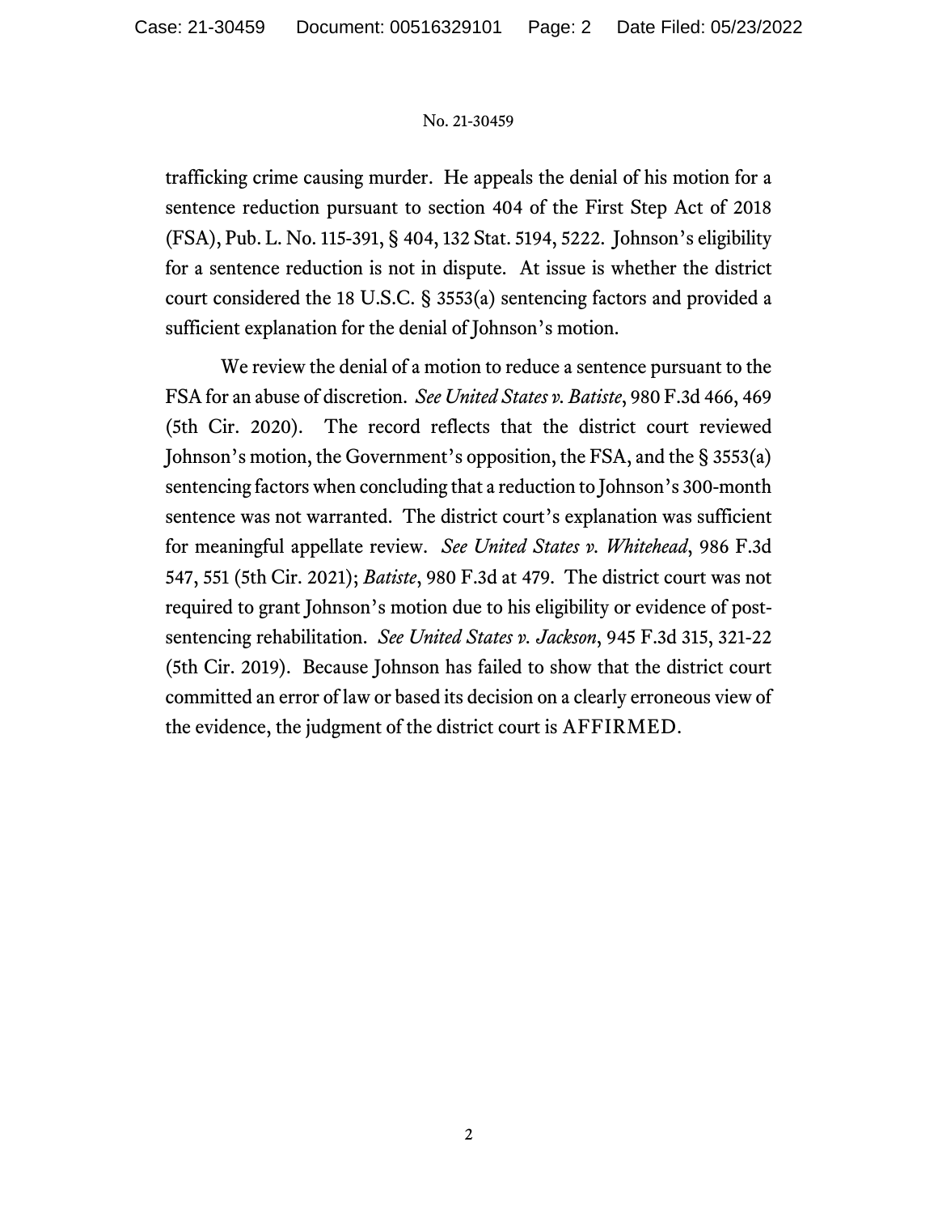trafficking crime causing murder. He appeals the denial of his motion for a sentence reduction pursuant to section 404 of the First Step Act of 2018 (FSA), Pub. L. No. 115-391, § 404, 132 Stat. 5194, 5222. Johnson's eligibility for a sentence reduction is not in dispute. At issue is whether the district court considered the 18 U.S.C. § 3553(a) sentencing factors and provided a sufficient explanation for the denial of Johnson's motion.

We review the denial of a motion to reduce a sentence pursuant to the FSA for an abuse of discretion. *See United States v. Batiste*, 980 F.3d 466, 469 (5th Cir. 2020). The record reflects that the district court reviewed Johnson's motion, the Government's opposition, the FSA, and the § 3553(a) sentencing factors when concluding that a reduction to Johnson's 300-month sentence was not warranted. The district court's explanation was sufficient for meaningful appellate review. *See United States v. Whitehead*, 986 F.3d 547, 551 (5th Cir. 2021); *Batiste*, 980 F.3d at 479. The district court was not required to grant Johnson's motion due to his eligibility or evidence of post-sentencing rehabilitation. *See United States v. Jackson*, 945 F.3d 315, 321-22 (5th Cir. 2019). Because Johnson has failed to show that the district court committed an error of law or based its decision on a clearly erroneous view of the evidence, the judgment of the district court is AFFIRMED.